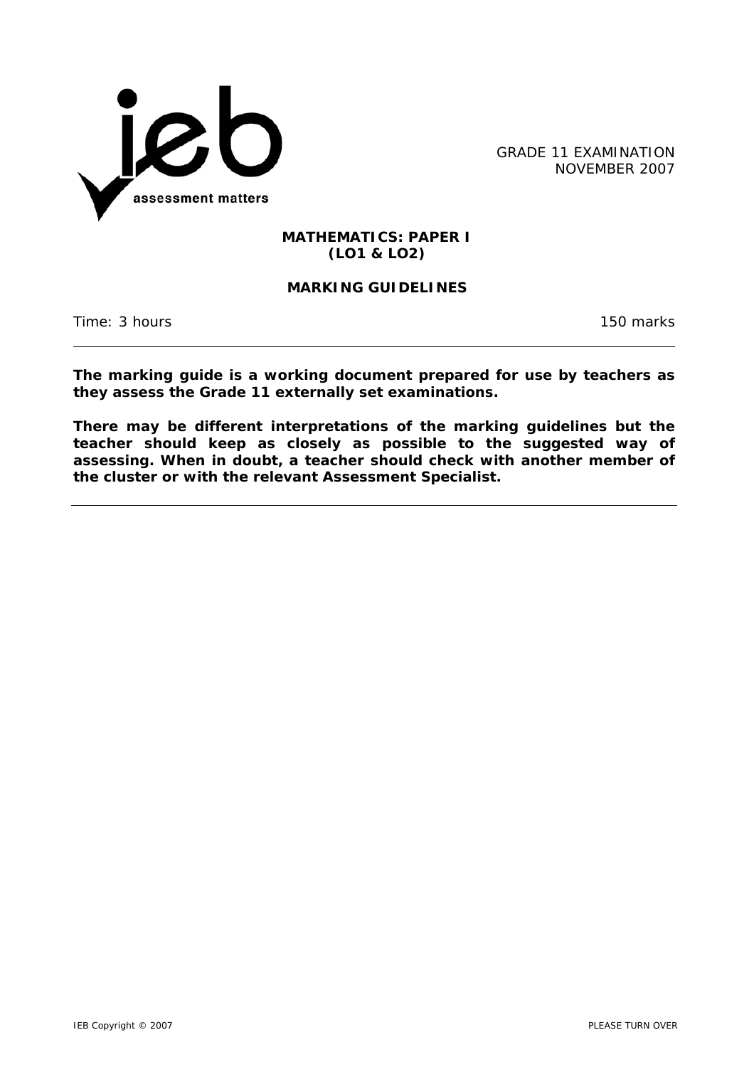ieb assessment matters

GRADE 11 EXAMINATION
NOVEMBER 2007

**MATHEMATICS: PAPER I**
**(LO1 & LO2)**

**MARKING GUIDELINES**

Time: 3 hours | 150 marks

---

**The marking guide is a working document prepared for use by teachers as they assess the Grade 11 externally set examinations.**

**There may be different interpretations of the marking guidelines but the teacher should keep as closely as possible to the suggested way of assessing. When in doubt, a teacher should check with another member of the cluster or with the relevant Assessment Specialist.**

---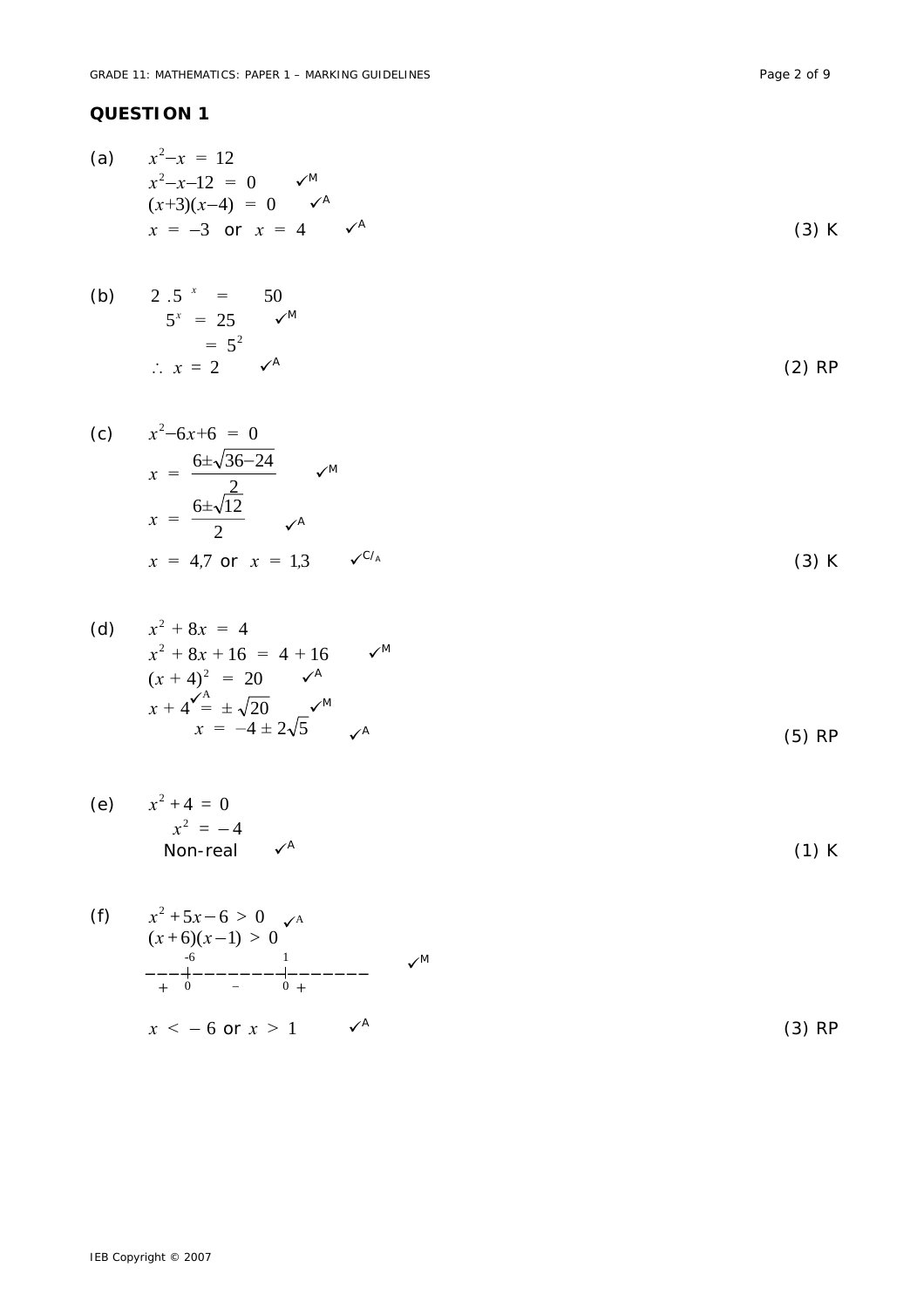## QUESTION 1

(a)
$$x^2 - x = 12$$
$$x^2 - x - 12 = 0 \quad ✓^M$$
$$(x+3)(x-4) = 0 \quad ✓^A$$
$$x = -3 \text{ or } x = 4 \quad ✓^A$$

(3) K

(b)
$$2.5^x = 50$$
$$5^x = 25 \quad ✓^M$$
$$= 5^2$$
$$\therefore x = 2 \quad ✓^A$$

(2) RP

(c)
$$x^2 - 6x + 6 = 0$$
$$x = \frac{6 \pm \sqrt{36-24}}{2} \quad ✓^M$$
$$x = \frac{6 \pm \sqrt{12}}{2} \quad ✓^A$$
$$x = 4{,}7 \text{ or } x = 1{,}3 \quad ✓^{C/A}$$

(3) K

(d)
$$x^2 + 8x = 4$$
$$x^2 + 8x + 16 = 4 + 16 \quad ✓^M$$
$$(x+4)^2 = 20 \quad ✓^A$$
$$x + 4 \overset{✓^A}{=} \pm\sqrt{20} \quad ✓^M$$
$$x = -4 \pm 2\sqrt{5} \quad ✓^A$$

(5) RP

(e)
$$x^2 + 4 = 0$$
$$x^2 = -4$$
Non-real $✓^A$

(1) K

(f)
$$x^2 + 5x - 6 > 0 \quad ✓^A$$
$$(x+6)(x-1) > 0$$

```
       -6              1
---|---------------|--------     ✓M
 +  0       -       0  +
```

$$x < -6 \text{ or } x > 1 \quad ✓^A$$

(3) RP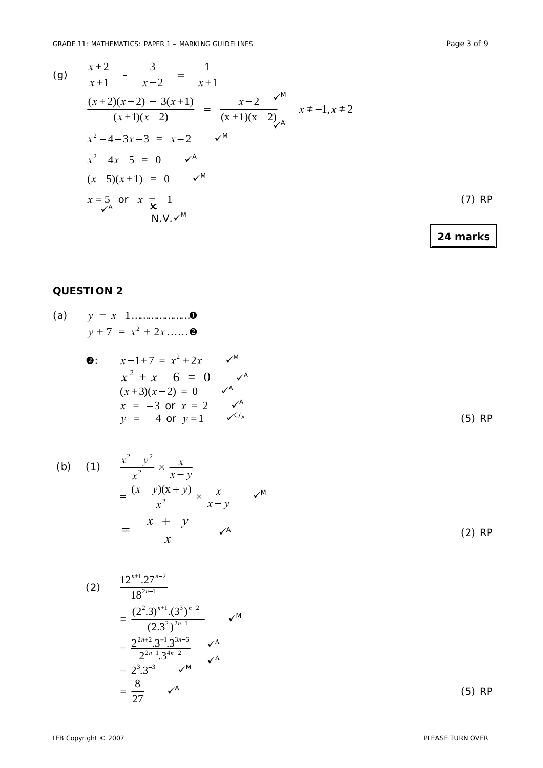(g) $\dfrac{x+2}{x+1} - \dfrac{3}{x-2} = \dfrac{1}{x+1}$

$\dfrac{(x+2)(x-2) - 3(x+1)}{(x+1)(x-2)} = \dfrac{x-2}{(x+1)(x-2)}$ ✓M ✓A $\quad x \neq -1, x \neq 2$

$x^2 - 4 - 3x - 3 = x - 2$ ✓M

$x^2 - 4x - 5 = 0$ ✓A

$(x-5)(x+1) = 0$ ✓M

$x = 5$ ✓A or $x = -1$ ✗ N.V. ✓M

(7) RP

**24 marks**

## QUESTION 2

(a) $y = x - 1$ ………………❶

$y + 7 = x^2 + 2x$ ……❷

❶ in ❷: $x - 1 + 7 = x^2 + 2x$ ✓M

$x^2 + x - 6 = 0$ ✓A

$(x+3)(x-2) = 0$ ✓A

$x = -3$ or $x = 2$ ✓A

$y = -4$ or $y = 1$ ✓C/A

(5) RP

(b) (1) $\dfrac{x^2 - y^2}{x^2} \times \dfrac{x}{x-y}$

$= \dfrac{(x-y)(x+y)}{x^2} \times \dfrac{x}{x-y}$ ✓M

$= \dfrac{x + y}{x}$ ✓A

(2) RP

(2) $\dfrac{12^{n+1}.27^{n-2}}{18^{2n-1}}$

$= \dfrac{(2^2.3)^{n+1}.(3^3)^{n-2}}{(2.3^2)^{2n-1}}$ ✓M

$= \dfrac{2^{2n+2}.3^{+1}.3^{3n-6}}{2^{2n-1}.3^{4n-2}}$ ✓A ✓A

$= 2^3.3^{-3}$ ✓M

$= \dfrac{8}{27}$ ✓A

(5) RP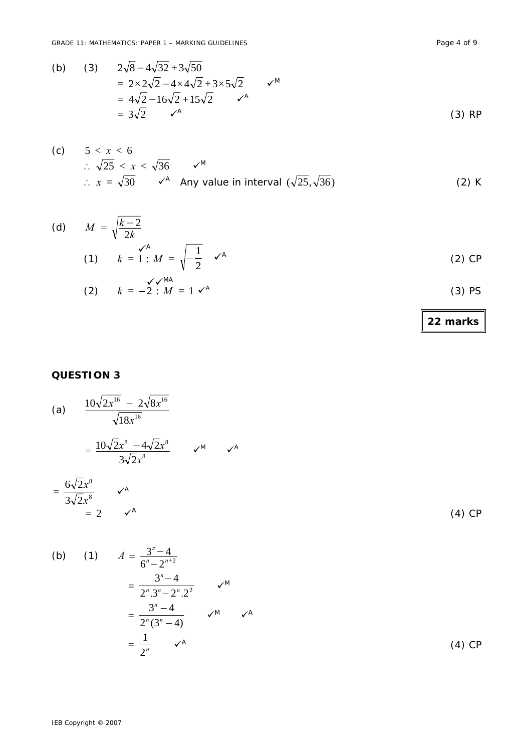(b) (3) $2\sqrt{8}-4\sqrt{32}+3\sqrt{50}$

$= 2\times2\sqrt{2}-4\times4\sqrt{2}+3\times5\sqrt{2}$ ✓M

$= 4\sqrt{2}-16\sqrt{2}+15\sqrt{2}$ ✓A

$= 3\sqrt{2}$ ✓A (3) RP

(c) $5 < x < 6$

$\therefore \sqrt{25} < x < \sqrt{36}$ ✓M

$\therefore x = \sqrt{30}$ ✓A Any value in interval $(\sqrt{25},\sqrt{36})$ (2) K

(d) $M = \sqrt{\dfrac{k-2}{2k}}$

(1) $k = 1$ ✓A $: M = \sqrt{-\dfrac{1}{2}}$ ✓A (2) CP

(2) $k = -2$ ✓✓MA $: M = 1$ ✓A (3) PS

**22 marks**

## QUESTION 3

(a) $\dfrac{10\sqrt{2x^{16}} - 2\sqrt{8x^{16}}}{\sqrt{18x^{16}}}$

$= \dfrac{10\sqrt{2}x^{8} - 4\sqrt{2}x^{8}}{3\sqrt{2}x^{8}}$ ✓M ✓A

$= \dfrac{6\sqrt{2}x^{8}}{3\sqrt{2}x^{8}}$ ✓A

$= 2$ ✓A (4) CP

(b) (1) $A = \dfrac{3^{\pi}-4}{6^{n}-2^{n+2}}$

$= \dfrac{3^{n}-4}{2^{n}.3^{n}-2^{n}.2^{2}}$ ✓M

$= \dfrac{3^{n}-4}{2^{n}(3^{n}-4)}$ ✓M ✓A

$= \dfrac{1}{2^{n}}$ ✓A (4) CP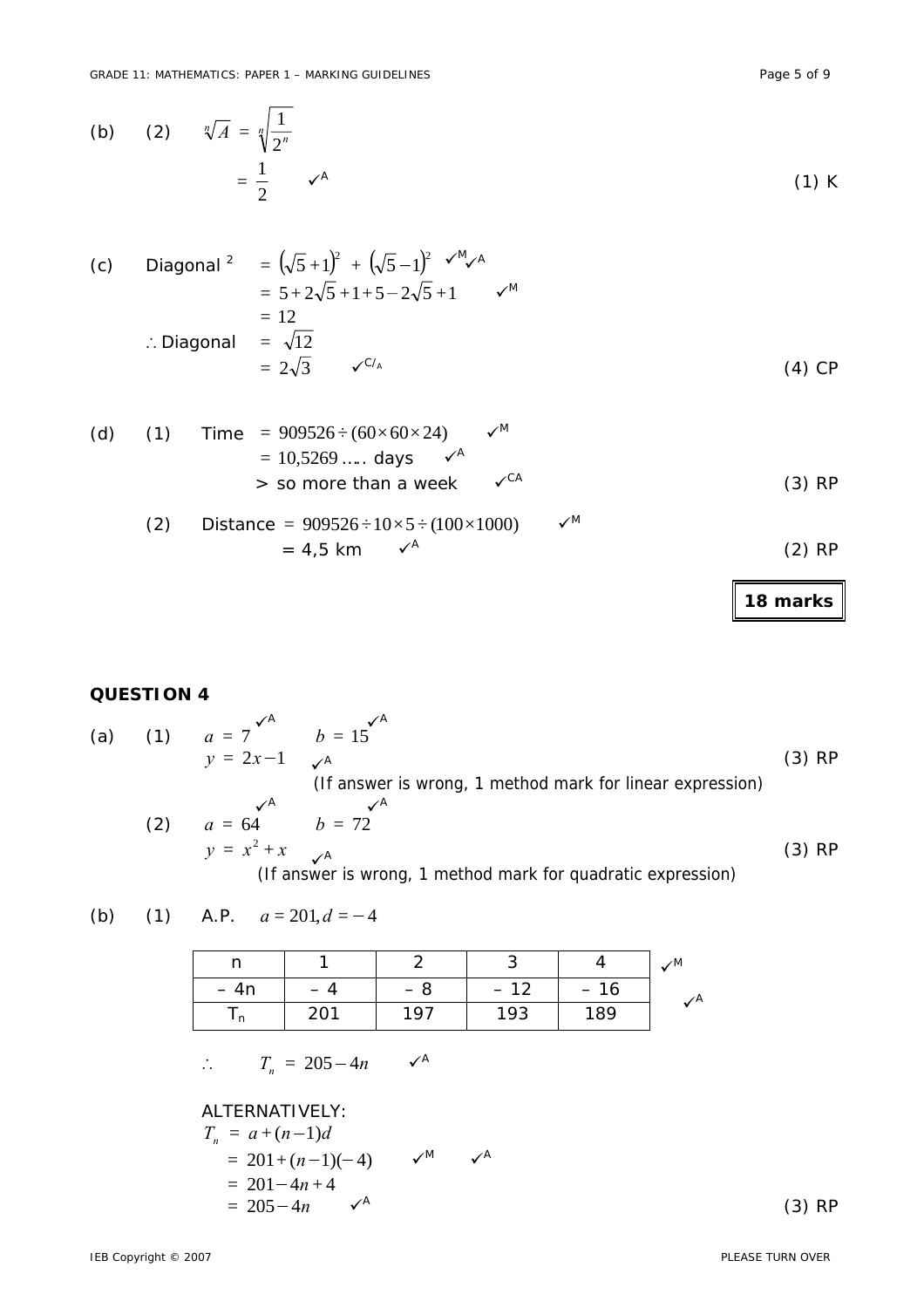(b) (2) $\sqrt[n]{A} = \sqrt[n]{\frac{1}{2^n}}$

$= \frac{1}{2}$ ✓A (1) K

(c) Diagonal $^2$ $= \left(\sqrt{5}+1\right)^2 + \left(\sqrt{5}-1\right)^2$ ✓M ✓A

$= 5 + 2\sqrt{5} + 1 + 5 - 2\sqrt{5} + 1$ ✓M

$= 12$

$\therefore$ Diagonal $= \sqrt{12}$

$= 2\sqrt{3}$ ✓C/A (4) CP

(d) (1) Time $= 909526 \div (60 \times 60 \times 24)$ ✓M

$= 10{,}5269 \ldots$ days ✓A

> so more than a week ✓CA (3) RP

(2) Distance $= 909526 \div 10 \times 5 \div (100 \times 1000)$ ✓M

$= 4{,}5$ km ✓A (2) RP

**18 marks**

## QUESTION 4

(a) (1) $a = 7$ ✓A $b = 15$ ✓A

$y = 2x - 1$ ✓A (3) RP

(If answer is wrong, 1 method mark for linear expression)

(2) $a = 64$ ✓A $b = 72$ ✓A

$y = x^2 + x$ ✓A (3) RP

(If answer is wrong, 1 method mark for quadratic expression)

(b) (1) A.P. $a = 201, d = -4$

| n | 1 | 2 | 3 | 4 |
|---|---|---|---|---|
| – 4n | – 4 | – 8 | – 12 | – 16 |
| $T_n$ | 201 | 197 | 193 | 189 |

✓M ✓A

$\therefore$ $T_n = 205 - 4n$ ✓A

ALTERNATIVELY:

$T_n = a + (n-1)d$

$= 201 + (n-1)(-4)$ ✓M ✓A

$= 201 - 4n + 4$

$= 205 - 4n$ ✓A (3) RP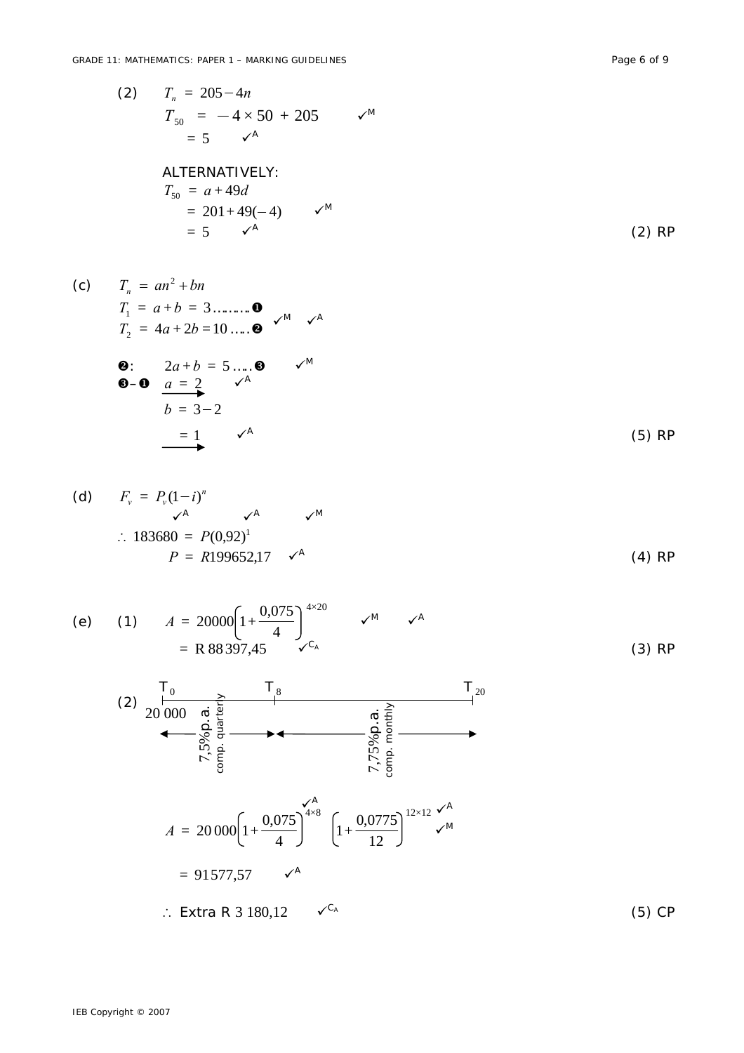(2) $T_n = 205 - 4n$

$T_{50} = -4 \times 50 + 205$ ✓M

$= 5$ ✓A

ALTERNATIVELY:

$T_{50} = a + 49d$

$= 201 + 49(-4)$ ✓M

$= 5$ ✓A

(2) RP

(c) $T_n = an^2 + bn$

$T_1 = a + b = 3$ ……… ❶

$T_2 = 4a + 2b = 10$ ….. ❷ ✓M ✓A

❷: $2a + b = 5$ ….. ❸ ✓M

❸ – ❶ $a = 2$ ✓A

$b = 3 - 2$

$= 1$ ✓A

(5) RP

(d) $F_v = P_v(1 - i)^n$

✓A ✓A ✓M

$\therefore\ 183680 = P(0{,}92)^1$

$P = R199652{,}17$ ✓A

(4) RP

(e) (1) $A = 20000\left(1 + \frac{0{,}075}{4}\right)^{4 \times 20}$ ✓M ✓A

$= \text{R } 88\,397{,}45$ ✓CA

(3) RP

(2) $T_0$ (20 000) — 7,5%p.a. comp. quarterly — $T_8$ — 7,75%p.a. comp. monthly — $T_{20}$

$A = 20\,000\left(1 + \frac{0{,}075}{4}\right)^{4 \times 8}\left(1 + \frac{0{,}0775}{12}\right)^{12 \times 12}$ ✓A ✓A ✓M

$= 91577{,}57$ ✓A

$\therefore$ Extra R 3 180,12 ✓CA

(5) CP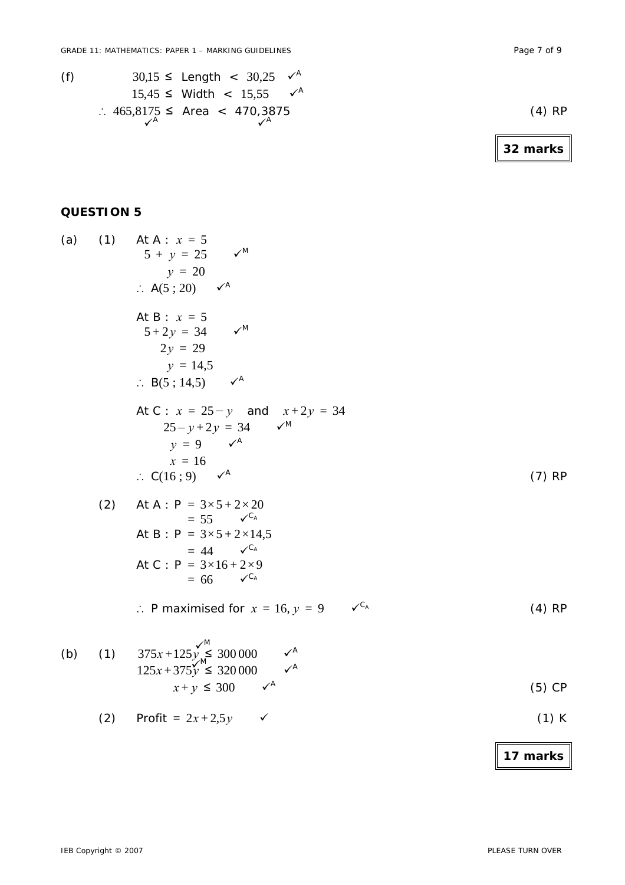(f) $30{,}15 \leq \text{Length} < 30{,}25$ ✓[A]

$15{,}45 \leq \text{Width} < 15{,}55$ ✓[A]

$\therefore\ 465{,}8175 \leq \text{Area} < 470{,}3875$ ✓[A] ✓[A] (4) RP

**32 marks**

## QUESTION 5

(a) (1) At A : $x = 5$

$5 + y = 25$ ✓[M]

$y = 20$

$\therefore$ A$(5\ ;20)$ ✓[A]

At B : $x = 5$

$5 + 2y = 34$ ✓[M]

$2y = 29$

$y = 14{,}5$

$\therefore$ B$(5\ ;14{,}5)$ ✓[A]

At C : $x = 25 - y$ and $x + 2y = 34$

$25 - y + 2y = 34$ ✓[M]

$y = 9$ ✓[A]

$x = 16$

$\therefore$ C$(16\ ;9)$ ✓[A] (7) RP

(2) At A : P $= 3 \times 5 + 2 \times 20$

$= 55$ ✓[CA]

At B : P $= 3 \times 5 + 2 \times 14{,}5$

$= 44$ ✓[CA]

At C : P $= 3 \times 16 + 2 \times 9$

$= 66$ ✓[CA]

$\therefore$ P maximised for $x = 16, y = 9$ ✓[CA] (4) RP

(b) (1) $375x + 125y \leq 300\,000$ ✓[M] ✓[A]

$125x + 375y \leq 320\,000$ ✓[M] ✓[A]

$x + y \leq 300$ ✓[A] (5) CP

(2) Profit $= 2x + 2{,}5y$ ✓ (1) K

**17 marks**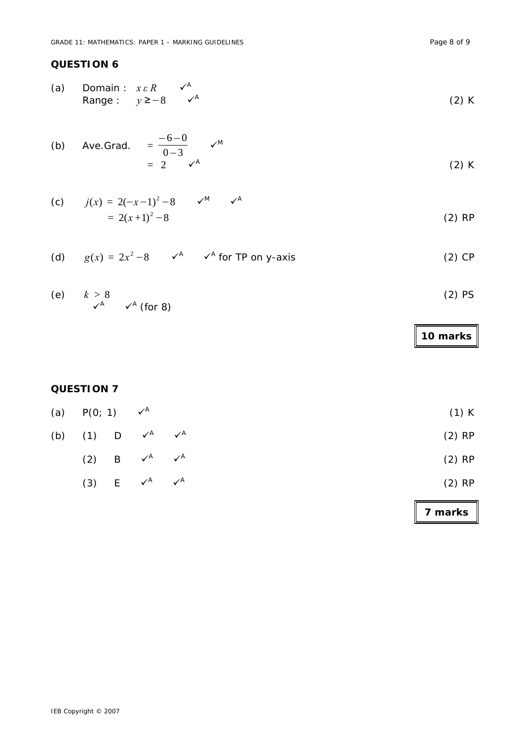## QUESTION 6

(a) Domain : $x \varepsilon R$ ✓$^A$
Range : $y \geq -8$ ✓$^A$ (2) K

(b) Ave.Grad. $= \dfrac{-6-0}{0-3}$ ✓$^M$
$= 2$ ✓$^A$ (2) K

(c) $j(x) = 2(-x-1)^2 - 8$ ✓$^M$ ✓$^A$
$= 2(x+1)^2 - 8$ (2) RP

(d) $g(x) = 2x^2 - 8$ ✓$^A$ ✓$^A$ for TP on y-axis (2) CP

(e) $k > 8$
✓$^A$ ✓$^A$ (for 8) (2) PS

**10 marks**

## QUESTION 7

(a) P(0; 1) ✓$^A$ (1) K

(b) (1) D ✓$^A$ ✓$^A$ (2) RP

(2) B ✓$^A$ ✓$^A$ (2) RP

(3) E ✓$^A$ ✓$^A$ (2) RP

**7 marks**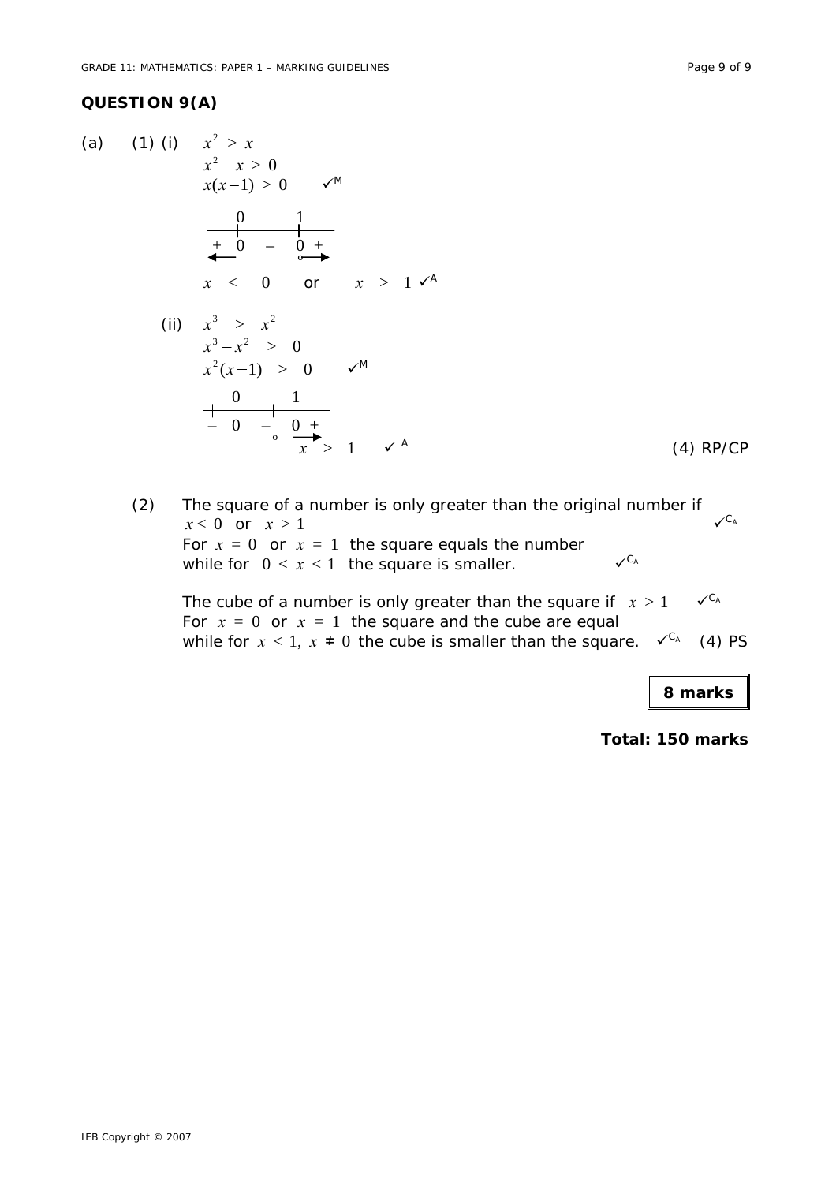## QUESTION 9(A)

(a) (1) (i)

$$x^2 > x$$

$$x^2 - x > 0$$

$$x(x-1) > 0 \quad ✓^M$$

0 1

\+ 0 – 0 +

$$x < 0 \quad \text{or} \quad x > 1 \ ✓^A$$

(ii)

$$x^3 > x^2$$

$$x^3 - x^2 > 0$$

$$x^2(x-1) > 0 \quad ✓^M$$

0 1

– 0 – 0 +

$$x > 1 \quad ✓^A$$

(4) RP/CP

(2) The square of a number is only greater than the original number if $x < 0$ or $x > 1$ ✓$^{C_A}$
For $x = 0$ or $x = 1$ the square equals the number while for $0 < x < 1$ the square is smaller. ✓$^{C_A}$

The cube of a number is only greater than the square if $x > 1$ ✓$^{C_A}$
For $x = 0$ or $x = 1$ the square and the cube are equal while for $x < 1,\ x \neq 0$ the cube is smaller than the square. ✓$^{C_A}$ (4) PS

**8 marks**

**Total: 150 marks**